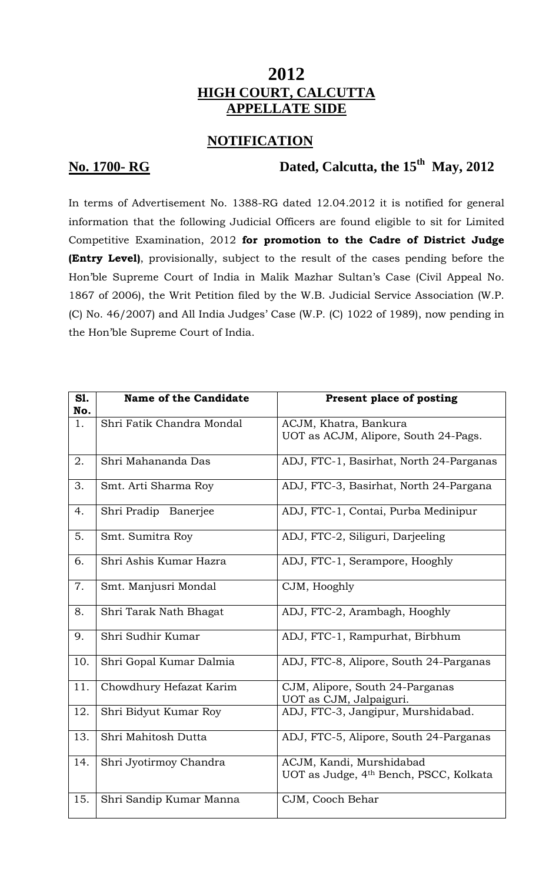# 2012

## HIGH COURT, CALCUTTA

## APPELLATE SIDE

## NOTIFICATION

**No. 1700- RG** **Dated, Calcutta, the 15th May, 2012**

In terms of Advertisement No. 1388-RG dated 12.04.2012 it is notified for general information that the following Judicial Officers are found eligible to sit for Limited Competitive Examination, 2012 **for promotion to the Cadre of District Judge (Entry Level)**, provisionally, subject to the result of the cases pending before the Hon'ble Supreme Court of India in Malik Mazhar Sultan's Case (Civil Appeal No. 1867 of 2006), the Writ Petition filed by the W.B. Judicial Service Association (W.P. (C) No. 46/2007) and All India Judges' Case (W.P. (C) 1022 of 1989), now pending in the Hon'ble Supreme Court of India.

| Sl. No. | Name of the Candidate | Present place of posting |
|---|---|---|
| 1. | Shri Fatik Chandra Mondal | ACJM, Khatra, Bankura<br>UOT as ACJM, Alipore, South 24-Pags. |
| 2. | Shri Mahananda Das | ADJ, FTC-1, Basirhat, North 24-Parganas |
| 3. | Smt. Arti Sharma Roy | ADJ, FTC-3, Basirhat, North 24-Pargana |
| 4. | Shri Pradip Banerjee | ADJ, FTC-1, Contai, Purba Medinipur |
| 5. | Smt. Sumitra Roy | ADJ, FTC-2, Siliguri, Darjeeling |
| 6. | Shri Ashis Kumar Hazra | ADJ, FTC-1, Serampore, Hooghly |
| 7. | Smt. Manjusri Mondal | CJM, Hooghly |
| 8. | Shri Tarak Nath Bhagat | ADJ, FTC-2, Arambagh, Hooghly |
| 9. | Shri Sudhir Kumar | ADJ, FTC-1, Rampurhat, Birbhum |
| 10. | Shri Gopal Kumar Dalmia | ADJ, FTC-8, Alipore, South 24-Parganas |
| 11. | Chowdhury Hefazat Karim | CJM, Alipore, South 24-Parganas<br>UOT as CJM, Jalpaiguri. |
| 12. | Shri Bidyut Kumar Roy | ADJ, FTC-3, Jangipur, Murshidabad. |
| 13. | Shri Mahitosh Dutta | ADJ, FTC-5, Alipore, South 24-Parganas |
| 14. | Shri Jyotirmoy Chandra | ACJM, Kandi, Murshidabad<br>UOT as Judge, 4th Bench, PSCC, Kolkata |
| 15. | Shri Sandip Kumar Manna | CJM, Cooch Behar |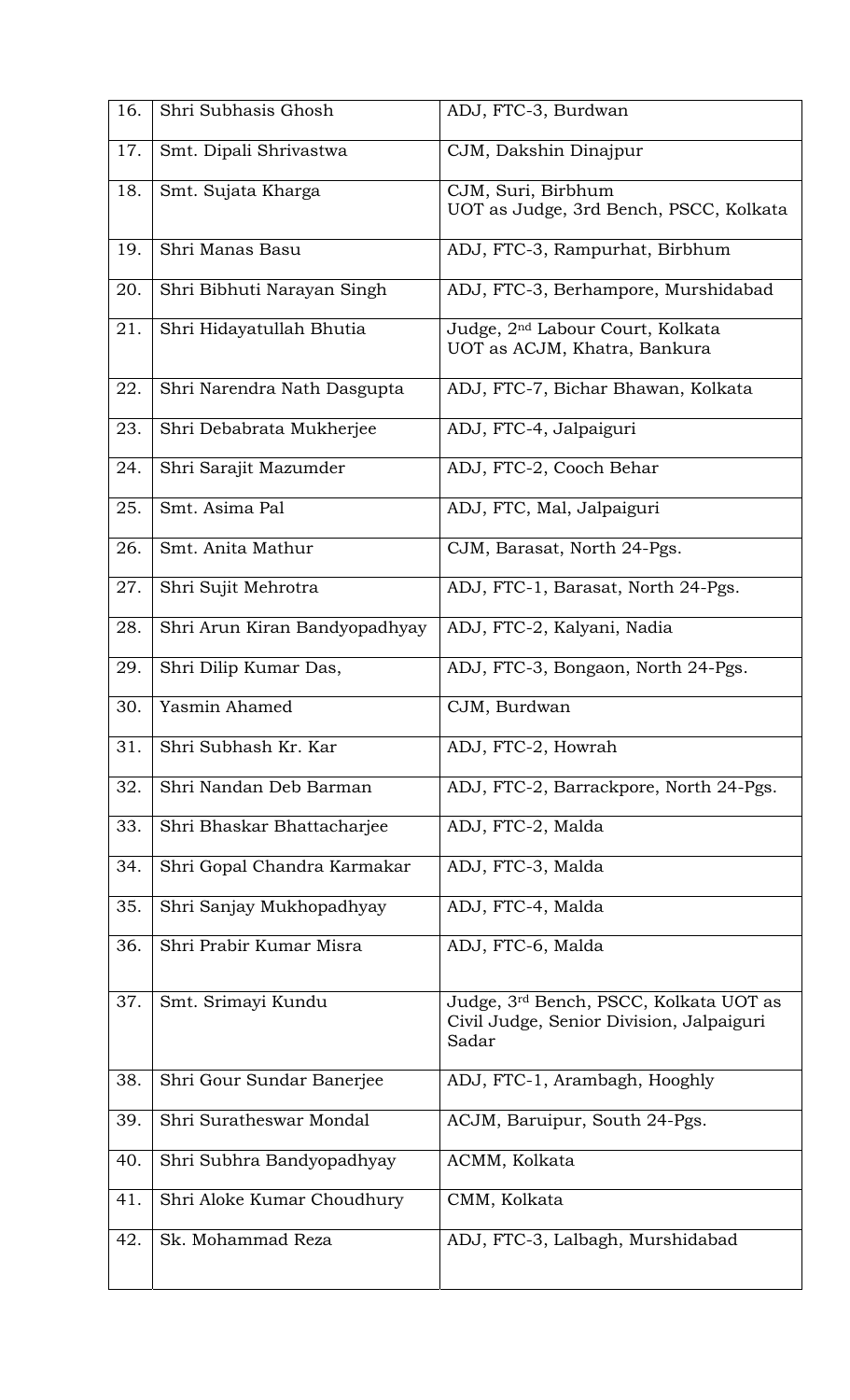| 16. | Shri Subhasis Ghosh | ADJ, FTC-3, Burdwan |
|---|---|---|
| 17. | Smt. Dipali Shrivastwa | CJM, Dakshin Dinajpur |
| 18. | Smt. Sujata Kharga | CJM, Suri, Birbhum<br>UOT as Judge, 3rd Bench, PSCC, Kolkata |
| 19. | Shri Manas Basu | ADJ, FTC-3, Rampurhat, Birbhum |
| 20. | Shri Bibhuti Narayan Singh | ADJ, FTC-3, Berhampore, Murshidabad |
| 21. | Shri Hidayatullah Bhutia | Judge, 2nd Labour Court, Kolkata<br>UOT as ACJM, Khatra, Bankura |
| 22. | Shri Narendra Nath Dasgupta | ADJ, FTC-7, Bichar Bhawan, Kolkata |
| 23. | Shri Debabrata Mukherjee | ADJ, FTC-4, Jalpaiguri |
| 24. | Shri Sarajit Mazumder | ADJ, FTC-2, Cooch Behar |
| 25. | Smt. Asima Pal | ADJ, FTC, Mal, Jalpaiguri |
| 26. | Smt. Anita Mathur | CJM, Barasat, North 24-Pgs. |
| 27. | Shri Sujit Mehrotra | ADJ, FTC-1, Barasat, North 24-Pgs. |
| 28. | Shri Arun Kiran Bandyopadhyay | ADJ, FTC-2, Kalyani, Nadia |
| 29. | Shri Dilip Kumar Das, | ADJ, FTC-3, Bongaon, North 24-Pgs. |
| 30. | Yasmin Ahamed | CJM, Burdwan |
| 31. | Shri Subhash Kr. Kar | ADJ, FTC-2, Howrah |
| 32. | Shri Nandan Deb Barman | ADJ, FTC-2, Barrackpore, North 24-Pgs. |
| 33. | Shri Bhaskar Bhattacharjee | ADJ, FTC-2, Malda |
| 34. | Shri Gopal Chandra Karmakar | ADJ, FTC-3, Malda |
| 35. | Shri Sanjay Mukhopadhyay | ADJ, FTC-4, Malda |
| 36. | Shri Prabir Kumar Misra | ADJ, FTC-6, Malda |
| 37. | Smt. Srimayi Kundu | Judge, 3rd Bench, PSCC, Kolkata UOT as Civil Judge, Senior Division, Jalpaiguri Sadar |
| 38. | Shri Gour Sundar Banerjee | ADJ, FTC-1, Arambagh, Hooghly |
| 39. | Shri Suratheswar Mondal | ACJM, Baruipur, South 24-Pgs. |
| 40. | Shri Subhra Bandyopadhyay | ACMM, Kolkata |
| 41. | Shri Aloke Kumar Choudhury | CMM, Kolkata |
| 42. | Sk. Mohammad Reza | ADJ, FTC-3, Lalbagh, Murshidabad |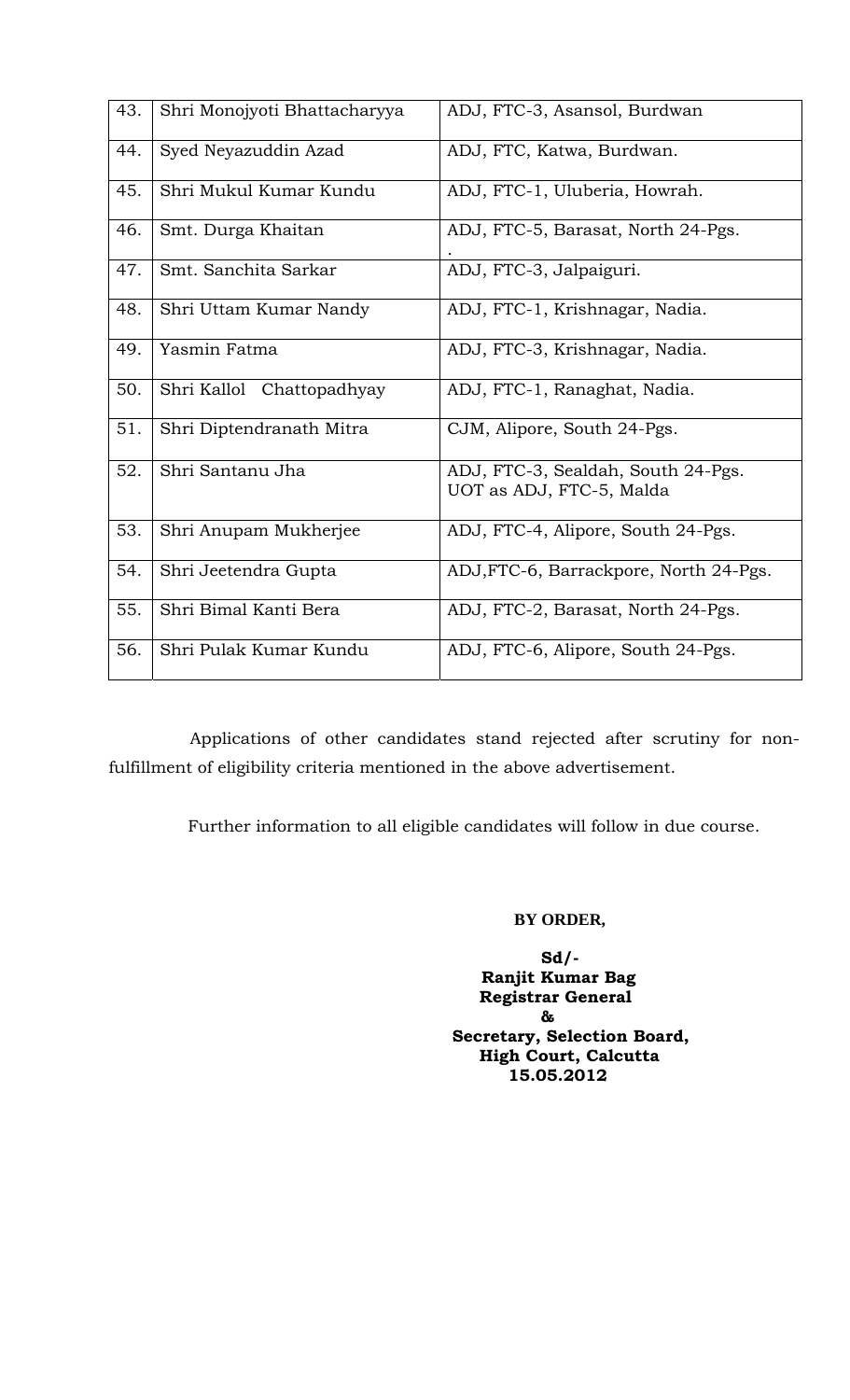| | | |
|---|---|---|
| 43. | Shri Monojyoti Bhattacharyya | ADJ, FTC-3, Asansol, Burdwan |
| 44. | Syed Neyazuddin Azad | ADJ, FTC, Katwa, Burdwan. |
| 45. | Shri Mukul Kumar Kundu | ADJ, FTC-1, Uluberia, Howrah. |
| 46. | Smt. Durga Khaitan | ADJ, FTC-5, Barasat, North 24-Pgs. . |
| 47. | Smt. Sanchita Sarkar | ADJ, FTC-3, Jalpaiguri. |
| 48. | Shri Uttam Kumar Nandy | ADJ, FTC-1, Krishnagar, Nadia. |
| 49. | Yasmin Fatma | ADJ, FTC-3, Krishnagar, Nadia. |
| 50. | Shri Kallol Chattopadhyay | ADJ, FTC-1, Ranaghat, Nadia. |
| 51. | Shri Diptendranath Mitra | CJM, Alipore, South 24-Pgs. |
| 52. | Shri Santanu Jha | ADJ, FTC-3, Sealdah, South 24-Pgs. UOT as ADJ, FTC-5, Malda |
| 53. | Shri Anupam Mukherjee | ADJ, FTC-4, Alipore, South 24-Pgs. |
| 54. | Shri Jeetendra Gupta | ADJ,FTC-6, Barrackpore, North 24-Pgs. |
| 55. | Shri Bimal Kanti Bera | ADJ, FTC-2, Barasat, North 24-Pgs. |
| 56. | Shri Pulak Kumar Kundu | ADJ, FTC-6, Alipore, South 24-Pgs. |

Applications of other candidates stand rejected after scrutiny for non-fulfillment of eligibility criteria mentioned in the above advertisement.

Further information to all eligible candidates will follow in due course.

**BY ORDER,**

**Sd/-**
**Ranjit Kumar Bag**
**Registrar General**
**&**
**Secretary, Selection Board,**
**High Court, Calcutta**
**15.05.2012**